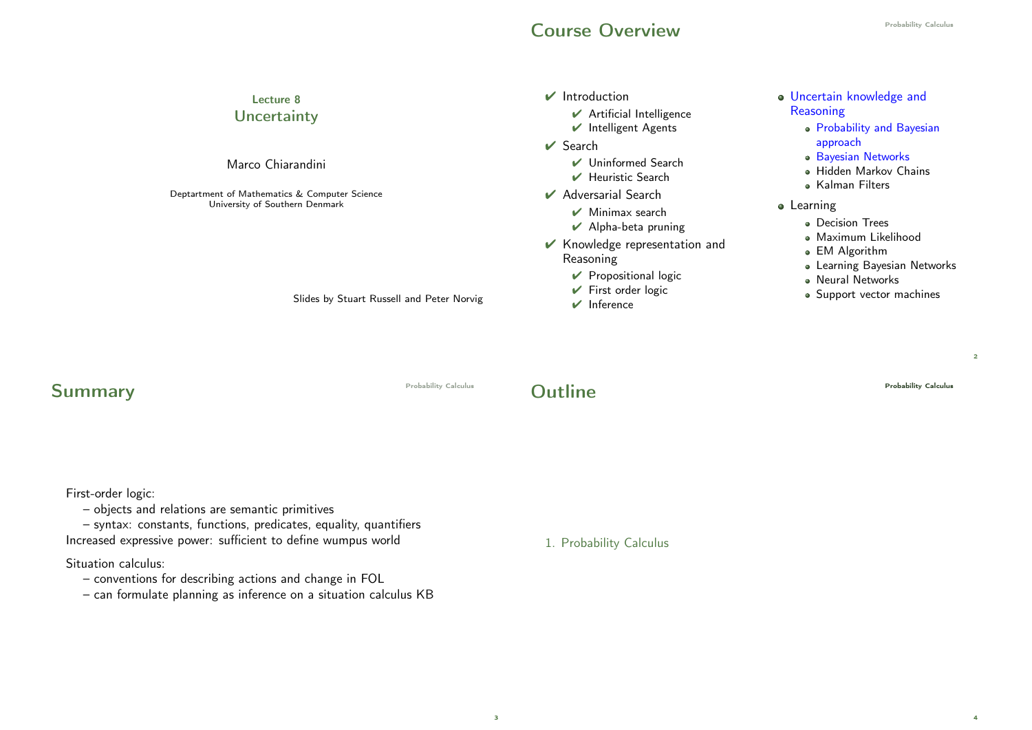## Lecture 8
# Uncertainty

Marco Chiarandini

Deptartment of Mathematics & Computer Science
University of Southern Denmark

Slides by Stuart Russell and Peter Norvig

## Course Overview

- ✔ Introduction
  - ✔ Artificial Intelligence
  - ✔ Intelligent Agents
- ✔ Search
  - ✔ Uninformed Search
  - ✔ Heuristic Search
- ✔ Adversarial Search
  - ✔ Minimax search
  - ✔ Alpha-beta pruning
- ✔ Knowledge representation and Reasoning
  - ✔ Propositional logic
  - ✔ First order logic
  - ✔ Inference
- Uncertain knowledge and Reasoning
  - Probability and Bayesian approach
  - Bayesian Networks
  - Hidden Markov Chains
  - Kalman Filters
- Learning
  - Decision Trees
  - Maximum Likelihood
  - EM Algorithm
  - Learning Bayesian Networks
  - Neural Networks
  - Support vector machines

## Summary

First-order logic:
– objects and relations are semantic primitives
– syntax: constants, functions, predicates, equality, quantifiers
Increased expressive power: sufficient to define wumpus world

Situation calculus:
– conventions for describing actions and change in FOL
– can formulate planning as inference on a situation calculus KB

## Outline

1. Probability Calculus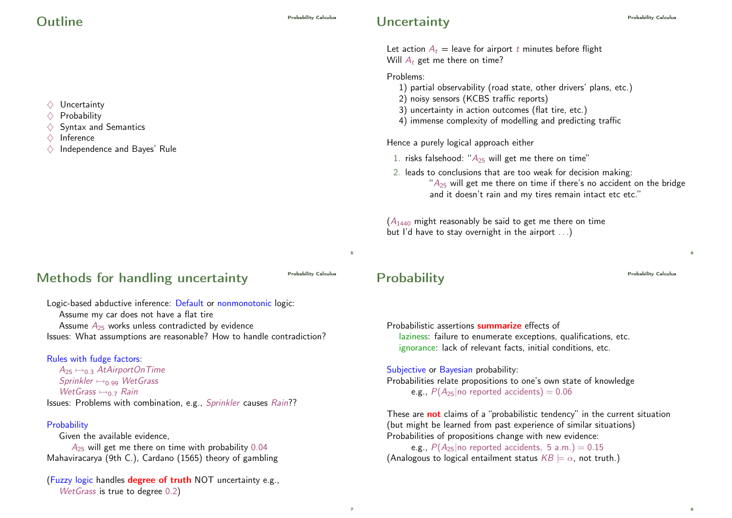## Outline

- ♢ Uncertainty
- ♢ Probability
- ♢ Syntax and Semantics
- ♢ Inference
- ♢ Independence and Bayes' Rule

## Uncertainty

Let action $A_t$ = leave for airport $t$ minutes before flight
Will $A_t$ get me there on time?

Problems:

1) partial observability (road state, other drivers' plans, etc.)
2) noisy sensors (KCBS traffic reports)
3) uncertainty in action outcomes (flat tire, etc.)
4) immense complexity of modelling and predicting traffic

Hence a purely logical approach either

1. risks falsehood: "$A_{25}$ will get me there on time"
2. leads to conclusions that are too weak for decision making:
   "$A_{25}$ will get me there on time if there's no accident on the bridge and it doesn't rain and my tires remain intact etc etc."

($A_{1440}$ might reasonably be said to get me there on time
but I'd have to stay overnight in the airport . . .)

## Methods for handling uncertainty

Logic-based abductive inference: Default or nonmonotonic logic:
Assume my car does not have a flat tire
Assume $A_{25}$ works unless contradicted by evidence
Issues: What assumptions are reasonable? How to handle contradiction?

Rules with fudge factors:
$A_{25} \mapsto_{0.3}$ *AtAirportOnTime*
*Sprinkler* $\mapsto_{0.99}$ *WetGrass*
*WetGrass* $\mapsto_{0.7}$ *Rain*
Issues: Problems with combination, e.g., *Sprinkler* causes *Rain*??

Probability
Given the available evidence,
$A_{25}$ will get me there on time with probability 0.04
Mahaviracarya (9th C.), Cardano (1565) theory of gambling

(Fuzzy logic handles **degree of truth** NOT uncertainty e.g.,
*WetGrass* is true to degree 0.2)

## Probability

Probabilistic assertions **summarize** effects of
laziness: failure to enumerate exceptions, qualifications, etc.
ignorance: lack of relevant facts, initial conditions, etc.

Subjective or Bayesian probability:
Probabilities relate propositions to one's own state of knowledge
e.g., $P(A_{25} | \text{no reported accidents}) = 0.06$

These are **not** claims of a "probabilistic tendency" in the current situation
(but might be learned from past experience of similar situations)
Probabilities of propositions change with new evidence:
e.g., $P(A_{25} | \text{no reported accidents, 5 a.m.}) = 0.15$
(Analogous to logical entailment status $KB \models \alpha$, not truth.)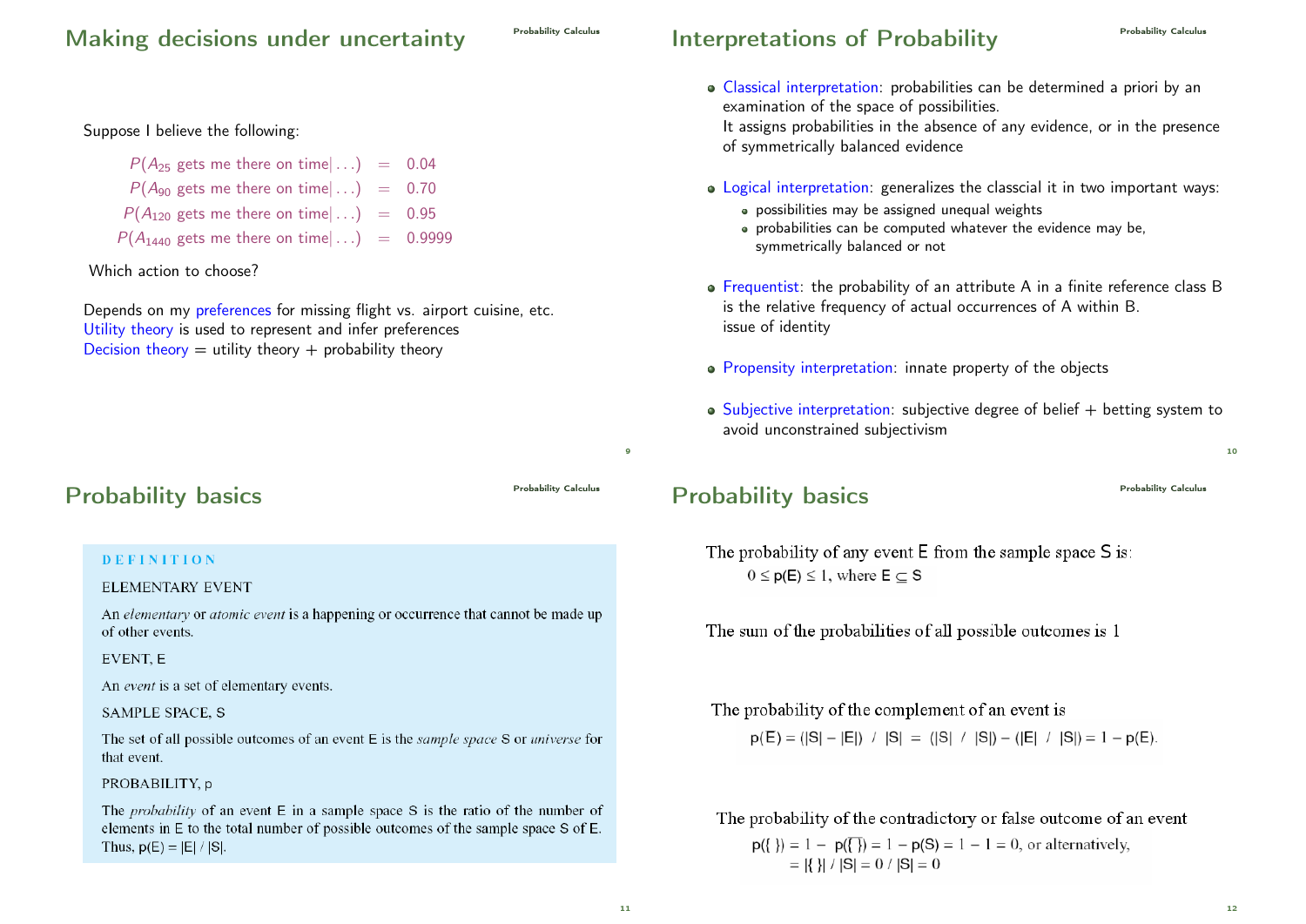## Making decisions under uncertainty

Suppose I believe the following:

$$
\begin{aligned}
P(A_{25} \text{ gets me there on time} | \ldots) &= 0.04 \\
P(A_{90} \text{ gets me there on time} | \ldots) &= 0.70 \\
P(A_{120} \text{ gets me there on time} | \ldots) &= 0.95 \\
P(A_{1440} \text{ gets me there on time} | \ldots) &= 0.9999
\end{aligned}
$$

Which action to choose?

Depends on my preferences for missing flight vs. airport cuisine, etc.
Utility theory is used to represent and infer preferences
Decision theory = utility theory + probability theory

## Interpretations of Probability

- Classical interpretation: probabilities can be determined a priori by an examination of the space of possibilities.
  It assigns probabilities in the absence of any evidence, or in the presence of symmetrically balanced evidence
- Logical interpretation: generalizes the classcial it in two important ways:
  - possibilities may be assigned unequal weights
  - probabilities can be computed whatever the evidence may be, symmetrically balanced or not
- Frequentist: the probability of an attribute A in a finite reference class B is the relative frequency of actual occurrences of A within B.
  issue of identity
- Propensity interpretation: innate property of the objects
- Subjective interpretation: subjective degree of belief + betting system to avoid unconstrained subjectivism

## Probability basics

**DEFINITION**

ELEMENTARY EVENT

An *elementary* or *atomic event* is a happening or occurrence that cannot be made up of other events.

EVENT, E

An *event* is a set of elementary events.

SAMPLE SPACE, S

The set of all possible outcomes of an event E is the *sample space* S or *universe* for that event.

PROBABILITY, p

The *probability* of an event E in a sample space S is the ratio of the number of elements in E to the total number of possible outcomes of the sample space S of E. Thus, $p(E) = |E| / |S|$.

## Probability basics

The probability of any event E from the sample space S is:

$0 \le p(E) \le 1$, where $E \subseteq S$

The sum of the probabilities of all possible outcomes is 1

The probability of the complement of an event is

$p(\overline{E}) = (|S| - |E|) \; / \; |S| \; = \; (|S| \; / \; |S|) - (|E| \; / \; |S|) = 1 - p(E).$

The probability of the contradictory or false outcome of an event

$p(\{ \}) = 1 - p(\overline{\{ \}}) = 1 - p(S) = 1 - 1 = 0$, or alternatively,
$= |\{ \}| \; / \; |S| = 0 \; / \; |S| = 0$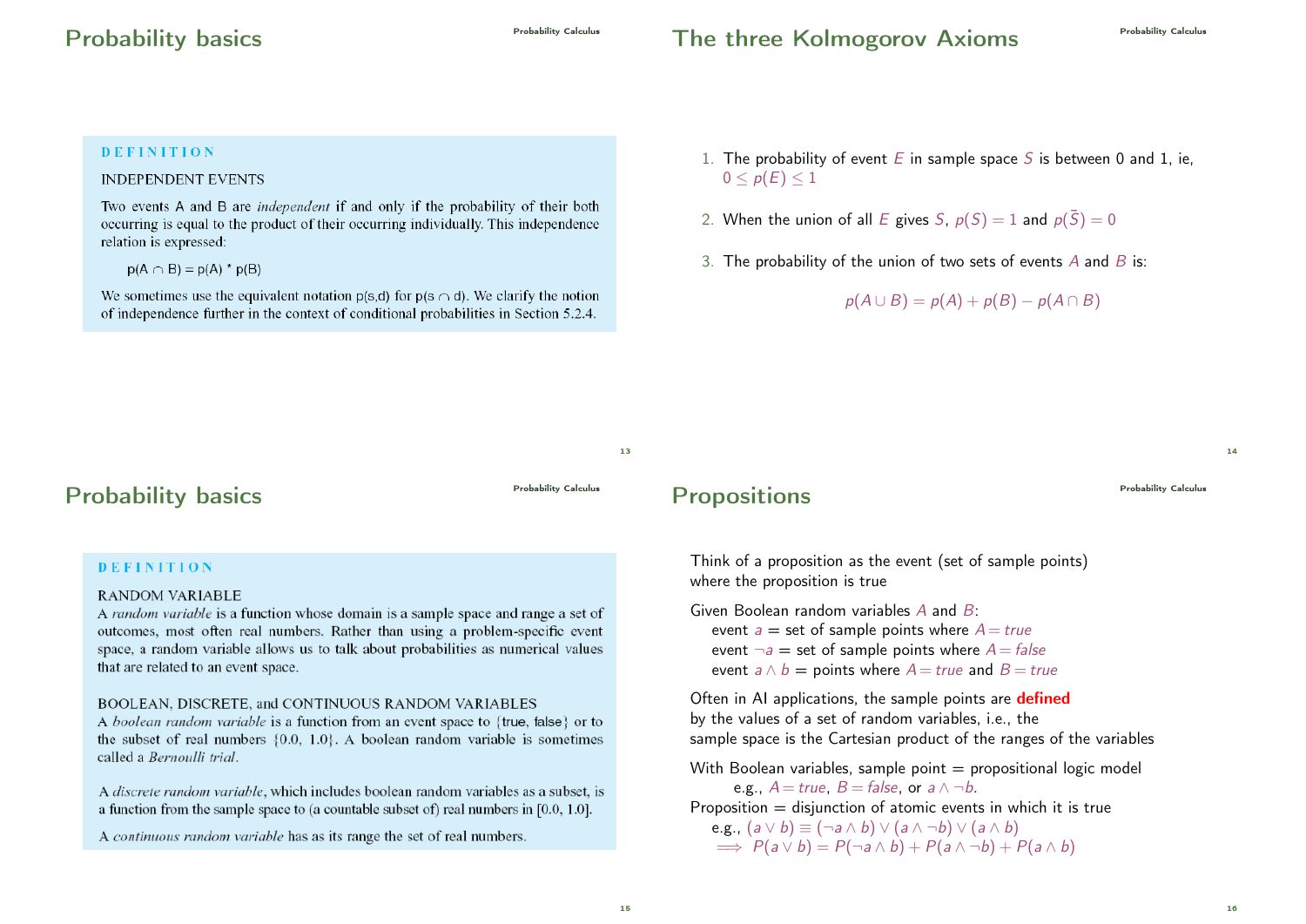## Probability basics

**DEFINITION**

INDEPENDENT EVENTS

Two events A and B are *independent* if and only if the probability of their both occurring is equal to the product of their occurring individually. This independence relation is expressed:

$p(A \cap B) = p(A) * p(B)$

We sometimes use the equivalent notation p(s,d) for $p(s \cap d)$. We clarify the notion of independence further in the context of conditional probabilities in Section 5.2.4.

## The three Kolmogorov Axioms

1. The probability of event $E$ in sample space $S$ is between 0 and 1, ie, $0 \leq p(E) \leq 1$
2. When the union of all $E$ gives $S$, $p(S) = 1$ and $p(\bar{S}) = 0$
3. The probability of the union of two sets of events $A$ and $B$ is:

$$p(A \cup B) = p(A) + p(B) - p(A \cap B)$$

## Probability basics

**DEFINITION**

RANDOM VARIABLE

A *random variable* is a function whose domain is a sample space and range a set of outcomes, most often real numbers. Rather than using a problem-specific event space, a random variable allows us to talk about probabilities as numerical values that are related to an event space.

BOOLEAN, DISCRETE, and CONTINUOUS RANDOM VARIABLES

A *boolean random variable* is a function from an event space to {true, false} or to the subset of real numbers {0.0, 1.0}. A boolean random variable is sometimes called a *Bernoulli trial*.

A *discrete random variable*, which includes boolean random variables as a subset, is a function from the sample space to (a countable subset of) real numbers in [0.0, 1.0].

A *continuous random variable* has as its range the set of real numbers.

## Propositions

Think of a proposition as the event (set of sample points) where the proposition is true

Given Boolean random variables $A$ and $B$:
- event $a$ = set of sample points where $A = true$
- event $\neg a$ = set of sample points where $A = false$
- event $a \wedge b$ = points where $A = true$ and $B = true$

Often in AI applications, the sample points are **defined** by the values of a set of random variables, i.e., the sample space is the Cartesian product of the ranges of the variables

With Boolean variables, sample point = propositional logic model
e.g., $A = true$, $B = false$, or $a \wedge \neg b$.

Proposition = disjunction of atomic events in which it is true
e.g., $(a \vee b) \equiv (\neg a \wedge b) \vee (a \wedge \neg b) \vee (a \wedge b)$
$\implies P(a \vee b) = P(\neg a \wedge b) + P(a \wedge \neg b) + P(a \wedge b)$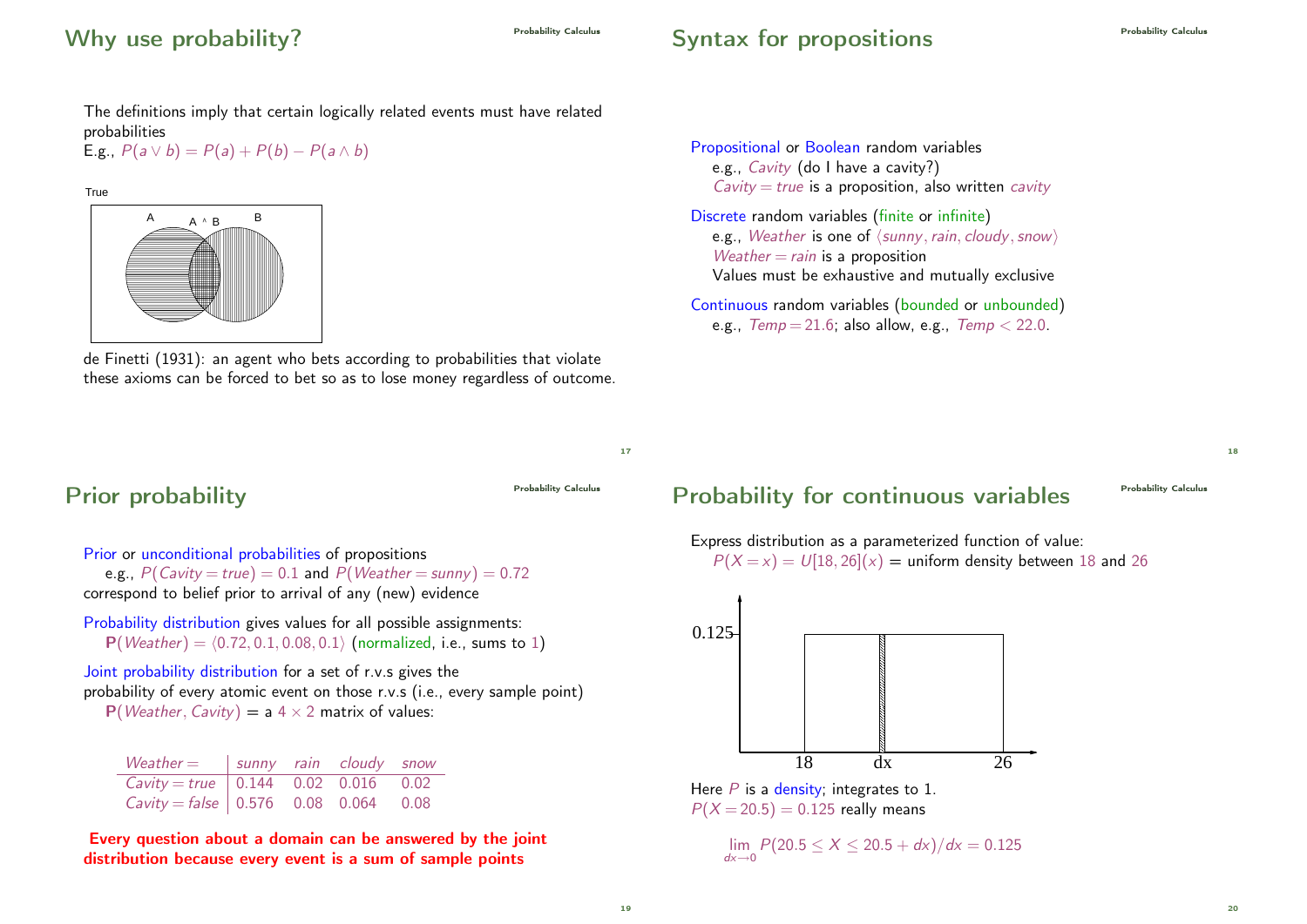## Why use probability?

The definitions imply that certain logically related events must have related probabilities

E.g., $P(a \vee b) = P(a) + P(b) - P(a \wedge b)$

True

A　A ∧ B　B

de Finetti (1931): an agent who bets according to probabilities that violate these axioms can be forced to bet so as to lose money regardless of outcome.

## Syntax for propositions

Propositional or Boolean random variables
- e.g., *Cavity* (do I have a cavity?)
- $Cavity = true$ is a proposition, also written *cavity*

Discrete random variables (finite or infinite)
- e.g., *Weather* is one of $\langle sunny, rain, cloudy, snow\rangle$
- $Weather = rain$ is a proposition
- Values must be exhaustive and mutually exclusive

Continuous random variables (bounded or unbounded)
- e.g., $Temp = 21.6$; also allow, e.g., $Temp < 22.0$.

## Prior probability

Prior or unconditional probabilities of propositions
- e.g., $P(Cavity = true) = 0.1$ and $P(Weather = sunny) = 0.72$

correspond to belief prior to arrival of any (new) evidence

Probability distribution gives values for all possible assignments:
- $\mathbf{P}(Weather) = \langle 0.72, 0.1, 0.08, 0.1\rangle$ (normalized, i.e., sums to 1)

Joint probability distribution for a set of r.v.s gives the probability of every atomic event on those r.v.s (i.e., every sample point)
- $\mathbf{P}(Weather, Cavity)$ = a $4 \times 2$ matrix of values:

| $Weather =$ | *sunny* | *rain* | *cloudy* | *snow* |
|---|---|---|---|---|
| $Cavity = true$ | 0.144 | 0.02 | 0.016 | 0.02 |
| $Cavity = false$ | 0.576 | 0.08 | 0.064 | 0.08 |

**Every question about a domain can be answered by the joint distribution because every event is a sum of sample points**

## Probability for continuous variables

Express distribution as a parameterized function of value:
- $P(X = x) = U[18, 26](x)$ = uniform density between 18 and 26

0.125　18　dx　26

Here $P$ is a density; integrates to 1.

$P(X = 20.5) = 0.125$ really means

$$\lim_{dx \to 0} P(20.5 \leq X \leq 20.5 + dx)/dx = 0.125$$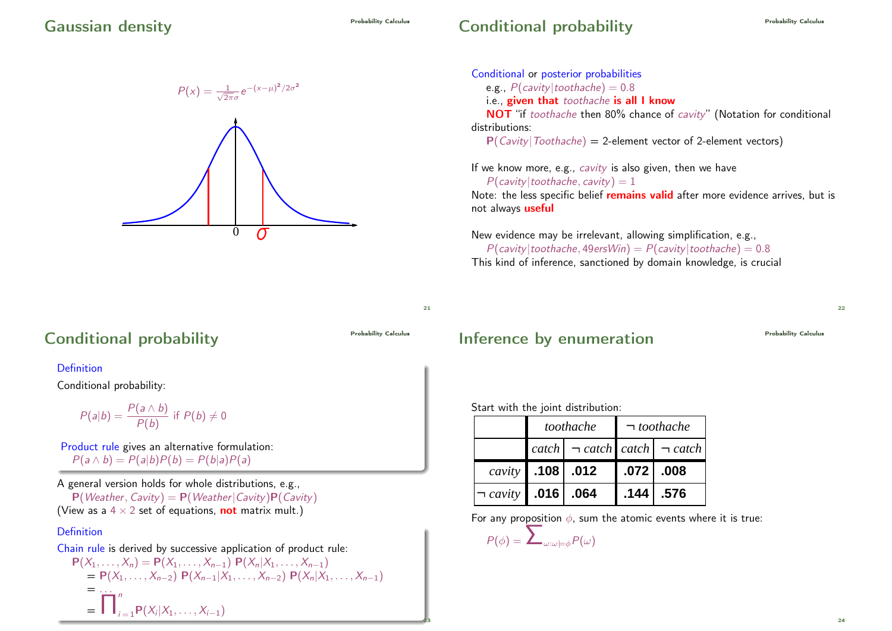## Gaussian density

$$P(x) = \frac{1}{\sqrt{2\pi}\sigma} e^{-(x-\mu)^2/2\sigma^2}$$

## Conditional probability

Conditional or posterior probabilities

e.g., $P(cavity|toothache) = 0.8$

i.e., **given that** *toothache* **is all I know**

**NOT** "if *toothache* then 80% chance of *cavity*" (Notation for conditional distributions:

$\mathbf{P}(Cavity|Toothache)$ = 2-element vector of 2-element vectors)

If we know more, e.g., *cavity* is also given, then we have

$P(cavity|toothache, cavity) = 1$

Note: the less specific belief **remains valid** after more evidence arrives, but is not always **useful**

New evidence may be irrelevant, allowing simplification, e.g.,

$P(cavity|toothache, 49ersWin) = P(cavity|toothache) = 0.8$

This kind of inference, sanctioned by domain knowledge, is crucial

## Conditional probability

**Definition**

Conditional probability:

$$P(a|b) = \frac{P(a \wedge b)}{P(b)} \text{ if } P(b) \neq 0$$

Product rule gives an alternative formulation:

$P(a \wedge b) = P(a|b)P(b) = P(b|a)P(a)$

A general version holds for whole distributions, e.g.,

$\mathbf{P}(Weather, Cavity) = \mathbf{P}(Weather|Cavity)\mathbf{P}(Cavity)$

(View as a $4 \times 2$ set of equations, **not** matrix mult.)

**Definition**

Chain rule is derived by successive application of product rule:

$$\begin{aligned}
\mathbf{P}(X_1, \ldots, X_n) &= \mathbf{P}(X_1, \ldots, X_{n-1})\ \mathbf{P}(X_n|X_1, \ldots, X_{n-1}) \\
&= \mathbf{P}(X_1, \ldots, X_{n-2})\ \mathbf{P}(X_{n-1}|X_1, \ldots, X_{n-2})\ \mathbf{P}(X_n|X_1, \ldots, X_{n-1}) \\
&= \ldots \\
&= \prod_{i=1}^{n} \mathbf{P}(X_i|X_1, \ldots, X_{i-1})
\end{aligned}$$

## Inference by enumeration

Start with the joint distribution:

| | *toothache* | | ¬ *toothache* | |
|---|---|---|---|---|
| | *catch* | ¬ *catch* | *catch* | ¬ *catch* |
| *cavity* | **.108** | **.012** | **.072** | **.008** |
| ¬ *cavity* | **.016** | **.064** | **.144** | **.576** |

For any proposition $\phi$, sum the atomic events where it is true:

$$P(\phi) = \sum_{\omega:\omega \models \phi} P(\omega)$$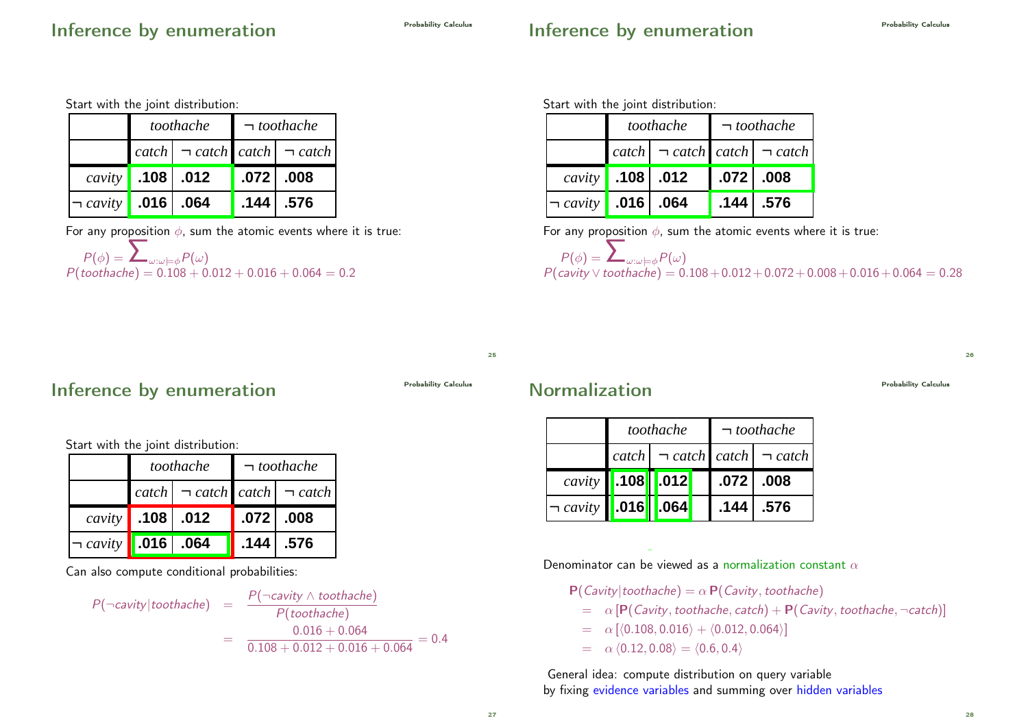## Inference by enumeration

Start with the joint distribution:

| | *toothache* | | ¬ *toothache* | |
|---|---|---|---|---|
| | *catch* | ¬ *catch* | *catch* | ¬ *catch* |
| *cavity* | **.108** | **.012** | **.072** | **.008** |
| ¬ *cavity* | **.016** | **.064** | **.144** | **.576** |

For any proposition $\phi$, sum the atomic events where it is true:

$$P(\phi) = \sum_{\omega:\omega\models\phi} P(\omega)$$

$$P(toothache) = 0.108 + 0.012 + 0.016 + 0.064 = 0.2$$

## Inference by enumeration

Start with the joint distribution:

| | *toothache* | | ¬ *toothache* | |
|---|---|---|---|---|
| | *catch* | ¬ *catch* | *catch* | ¬ *catch* |
| *cavity* | **.108** | **.012** | **.072** | **.008** |
| ¬ *cavity* | **.016** | **.064** | **.144** | **.576** |

For any proposition $\phi$, sum the atomic events where it is true:

$$P(\phi) = \sum_{\omega:\omega\models\phi} P(\omega)$$

$$P(cavity \vee toothache) = 0.108 + 0.012 + 0.072 + 0.008 + 0.016 + 0.064 = 0.28$$

## Inference by enumeration

Start with the joint distribution:

| | *toothache* | | ¬ *toothache* | |
|---|---|---|---|---|
| | *catch* | ¬ *catch* | *catch* | ¬ *catch* |
| *cavity* | **.108** | **.012** | **.072** | **.008** |
| ¬ *cavity* | **.016** | **.064** | **.144** | **.576** |

Can also compute conditional probabilities:

$$\begin{aligned} P(\neg cavity | toothache) &= \frac{P(\neg cavity \wedge toothache)}{P(toothache)} \\ &= \frac{0.016 + 0.064}{0.108 + 0.012 + 0.016 + 0.064} = 0.4 \end{aligned}$$

## Normalization

| | *toothache* | | ¬ *toothache* | |
|---|---|---|---|---|
| | *catch* | ¬ *catch* | *catch* | ¬ *catch* |
| *cavity* | **.108** | **.012** | **.072** | **.008** |
| ¬ *cavity* | **.016** | **.064** | **.144** | **.576** |

Denominator can be viewed as a normalization constant $\alpha$

$$\begin{aligned} \mathbf{P}(Cavity | toothache) &= \alpha\, \mathbf{P}(Cavity, toothache) \\ &= \alpha\, [\mathbf{P}(Cavity, toothache, catch) + \mathbf{P}(Cavity, toothache, \neg catch)] \\ &= \alpha\, [\langle 0.108, 0.016 \rangle + \langle 0.012, 0.064 \rangle] \\ &= \alpha\, \langle 0.12, 0.08 \rangle = \langle 0.6, 0.4 \rangle \end{aligned}$$

General idea: compute distribution on query variable by fixing evidence variables and summing over hidden variables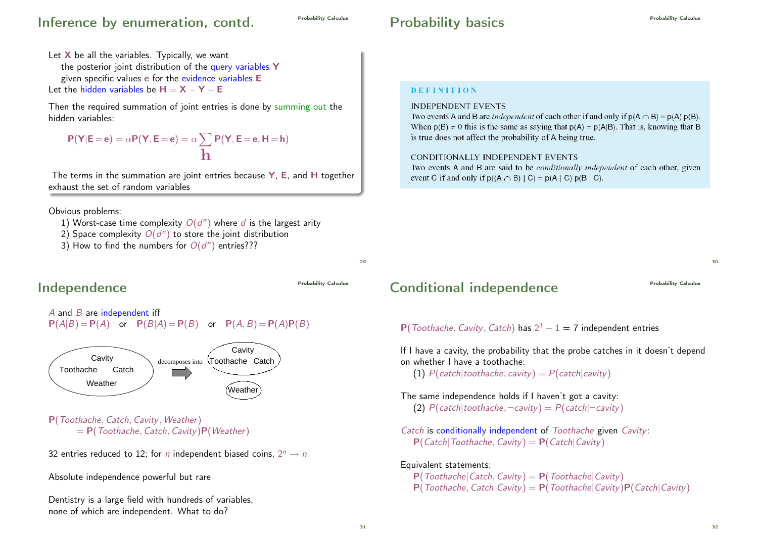## Inference by enumeration, contd.

Let $\mathbf{X}$ be all the variables. Typically, we want
the posterior joint distribution of the query variables $\mathbf{Y}$
given specific values $\mathbf{e}$ for the evidence variables $\mathbf{E}$

Let the hidden variables be $\mathbf{H} = \mathbf{X} - \mathbf{Y} - \mathbf{E}$

Then the required summation of joint entries is done by summing out the hidden variables:

$$\mathbf{P}(\mathbf{Y}|\mathbf{E}=\mathbf{e}) = \alpha \mathbf{P}(\mathbf{Y}, \mathbf{E}=\mathbf{e}) = \alpha \sum_{\mathbf{h}} \mathbf{P}(\mathbf{Y}, \mathbf{E}=\mathbf{e}, \mathbf{H}=\mathbf{h})$$

The terms in the summation are joint entries because $\mathbf{Y}$, $\mathbf{E}$, and $\mathbf{H}$ together exhaust the set of random variables

Obvious problems:

1) Worst-case time complexity $O(d^n)$ where $d$ is the largest arity
2) Space complexity $O(d^n)$ to store the joint distribution
3) How to find the numbers for $O(d^n)$ entries???

## Probability basics

**DEFINITION**

INDEPENDENT EVENTS

Two events A and B are *independent* of each other if and only if $p(A \cap B) = p(A)\, p(B)$. When $p(B) \neq 0$ this is the same as saying that $p(A) = p(A|B)$. That is, knowing that B is true does not affect the probability of A being true.

CONDITIONALLY INDEPENDENT EVENTS

Two events A and B are said to be *conditionally independent* of each other, given event C if and only if $p((A \cap B) \mid C) = p(A \mid C)\, p(B \mid C)$.

## Independence

$A$ and $B$ are independent iff
$\mathbf{P}(A|B) = \mathbf{P}(A)$ or $\mathbf{P}(B|A) = \mathbf{P}(B)$ or $\mathbf{P}(A, B) = \mathbf{P}(A)\mathbf{P}(B)$

Cavity
Toothache Catch
Weather
decomposes into
Cavity
Toothache Catch
Weather

$\mathbf{P}(Toothache, Catch, Cavity, Weather)$
$= \mathbf{P}(Toothache, Catch, Cavity)\mathbf{P}(Weather)$

32 entries reduced to 12; for $n$ independent biased coins, $2^n \to n$

Absolute independence powerful but rare

Dentistry is a large field with hundreds of variables, none of which are independent. What to do?

## Conditional independence

$\mathbf{P}(Toothache, Cavity, Catch)$ has $2^3 - 1 = 7$ independent entries

If I have a cavity, the probability that the probe catches in it doesn't depend on whether I have a toothache:
(1) $P(catch|toothache, cavity) = P(catch|cavity)$

The same independence holds if I haven't got a cavity:
(2) $P(catch|toothache, \neg cavity) = P(catch|\neg cavity)$

*Catch* is conditionally independent of *Toothache* given *Cavity*:
$\mathbf{P}(Catch|Toothache, Cavity) = \mathbf{P}(Catch|Cavity)$

Equivalent statements:
$\mathbf{P}(Toothache|Catch, Cavity) = \mathbf{P}(Toothache|Cavity)$
$\mathbf{P}(Toothache, Catch|Cavity) = \mathbf{P}(Toothache|Cavity)\mathbf{P}(Catch|Cavity)$